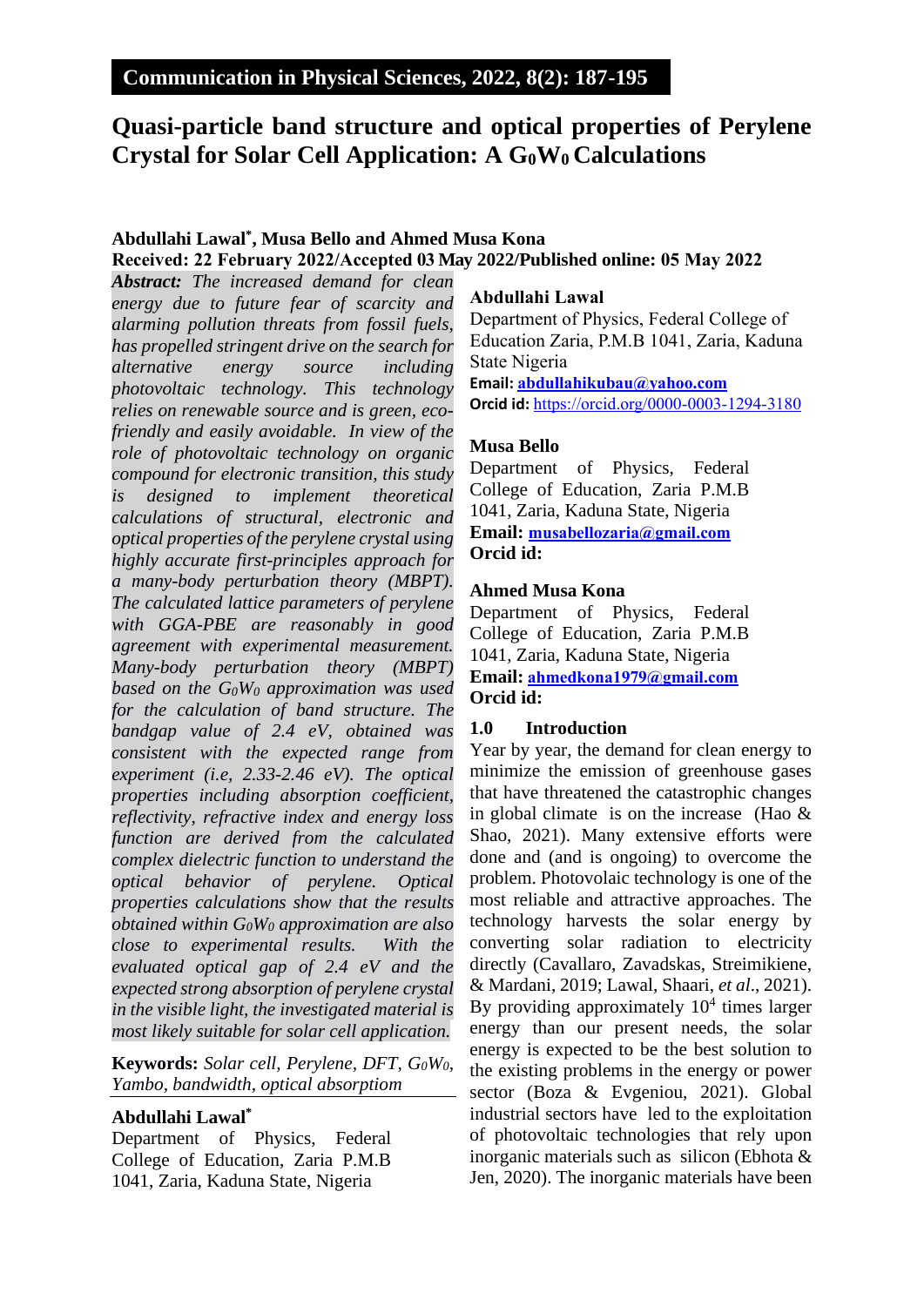**Communication in Physical Sciences, 2022, 8(2): 187-195**

# Quasi-particle band structure and optical properties of Perylene Crystal for Solar Cell Application: A $G_0W_0$ Calculations

**Abdullahi Lawal*, Musa Bello and Ahmed Musa Kona**

**Received: 22 February 2022/Accepted 03 May 2022/Published online: 05 May 2022**

***Abstract:*** *The increased demand for clean energy due to future fear of scarcity and alarming pollution threats from fossil fuels, has propelled stringent drive on the search for alternative energy source including photovoltaic technology. This technology relies on renewable source and is green, eco-friendly and easily avoidable. In view of the role of photovoltaic technology on organic compound for electronic transition, this study is designed to implement theoretical calculations of structural, electronic and optical properties of the perylene crystal using highly accurate first-principles approach for a many-body perturbation theory (MBPT). The calculated lattice parameters of perylene with GGA-PBE are reasonably in good agreement with experimental measurement. Many-body perturbation theory (MBPT) based on the $G_0W_0$ approximation was used for the calculation of band structure. The bandgap value of 2.4 eV, obtained was consistent with the expected range from experiment (i.e, 2.33-2.46 eV). The optical properties including absorption coefficient, reflectivity, refractive index and energy loss function are derived from the calculated complex dielectric function to understand the optical behavior of perylene. Optical properties calculations show that the results obtained within $G_0W_0$ approximation are also close to experimental results. With the evaluated optical gap of 2.4 eV and the expected strong absorption of perylene crystal in the visible light, the investigated material is most likely suitable for solar cell application.*

**Keywords:** *Solar cell, Perylene, DFT, $G_0W_0$, Yambo, bandwidth, optical absorption*

**Abdullahi Lawal***
Department of Physics, Federal College of Education, Zaria P.M.B 1041, Zaria, Kaduna State, Nigeria

**Abdullahi Lawal**
Department of Physics, Federal College of Education Zaria, P.M.B 1041, Zaria, Kaduna State Nigeria
**Email:** abdullahikubau@yahoo.com
**Orcid id:** https://orcid.org/0000-0003-1294-3180

**Musa Bello**
Department of Physics, Federal College of Education, Zaria P.M.B 1041, Zaria, Kaduna State, Nigeria
**Email:** musabellozaria@gmail.com
**Orcid id:**

**Ahmed Musa Kona**
Department of Physics, Federal College of Education, Zaria P.M.B 1041, Zaria, Kaduna State, Nigeria
**Email:** ahmedkona1979@gmail.com
**Orcid id:**

## 1.0 Introduction

Year by year, the demand for clean energy to minimize the emission of greenhouse gases that have threatened the catastrophic changes in global climate is on the increase (Hao & Shao, 2021). Many extensive efforts were done and (and is ongoing) to overcome the problem. Photovolaic technology is one of the most reliable and attractive approaches. The technology harvests the solar energy by converting solar radiation to electricity directly (Cavallaro, Zavadskas, Streimikiene, & Mardani, 2019; Lawal, Shaari, *et al*., 2021). By providing approximately $10^4$ times larger energy than our present needs, the solar energy is expected to be the best solution to the existing problems in the energy or power sector (Boza & Evgeniou, 2021). Global industrial sectors have led to the exploitation of photovoltaic technologies that rely upon inorganic materials such as silicon (Ebhota & Jen, 2020). The inorganic materials have been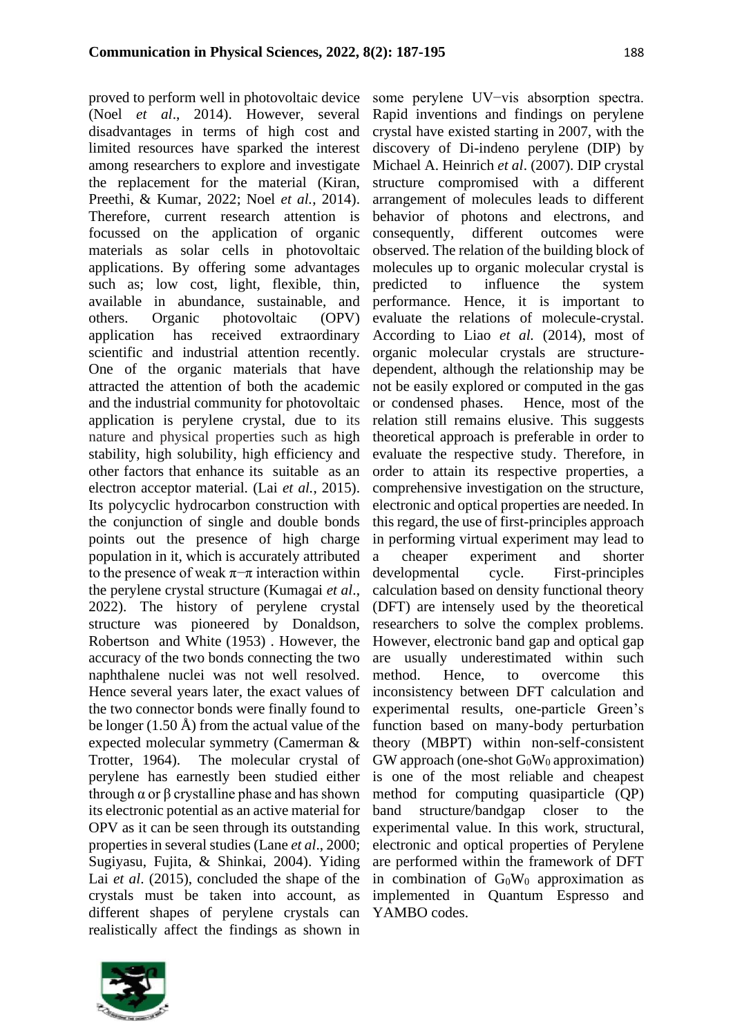proved to perform well in photovoltaic device (Noel *et al*., 2014). However, several disadvantages in terms of high cost and limited resources have sparked the interest among researchers to explore and investigate the replacement for the material (Kiran, Preethi, & Kumar, 2022; Noel *et al.*, 2014). Therefore, current research attention is focussed on the application of organic materials as solar cells in photovoltaic applications. By offering some advantages such as; low cost, light, flexible, thin, available in abundance, sustainable, and others. Organic photovoltaic (OPV) application has received extraordinary scientific and industrial attention recently. One of the organic materials that have attracted the attention of both the academic and the industrial community for photovoltaic application is perylene crystal, due to its nature and physical properties such as high stability, high solubility, high efficiency and other factors that enhance its suitable as an electron acceptor material. (Lai *et al.*, 2015). Its polycyclic hydrocarbon construction with the conjunction of single and double bonds points out the presence of high charge population in it, which is accurately attributed to the presence of weak π−π interaction within the perylene crystal structure (Kumagai *et al*., 2022). The history of perylene crystal structure was pioneered by Donaldson, Robertson and White (1953) . However, the accuracy of the two bonds connecting the two naphthalene nuclei was not well resolved. Hence several years later, the exact values of the two connector bonds were finally found to be longer (1.50 Å) from the actual value of the expected molecular symmetry (Camerman & Trotter, 1964). The molecular crystal of perylene has earnestly been studied either through α or β crystalline phase and has shown its electronic potential as an active material for OPV as it can be seen through its outstanding properties in several studies (Lane *et al*., 2000; Sugiyasu, Fujita, & Shinkai, 2004). Yiding Lai *et al*. (2015), concluded the shape of the crystals must be taken into account, as different shapes of perylene crystals can realistically affect the findings as shown in some perylene UV−vis absorption spectra. Rapid inventions and findings on perylene crystal have existed starting in 2007, with the discovery of Di-indeno perylene (DIP) by Michael A. Heinrich *et al*. (2007). DIP crystal structure compromised with a different arrangement of molecules leads to different behavior of photons and electrons, and consequently, different outcomes were observed. The relation of the building block of molecules up to organic molecular crystal is predicted to influence the system performance. Hence, it is important to evaluate the relations of molecule-crystal. According to Liao *et al.* (2014), most of organic molecular crystals are structure-dependent, although the relationship may be not be easily explored or computed in the gas or condensed phases. Hence, most of the relation still remains elusive. This suggests theoretical approach is preferable in order to evaluate the respective study. Therefore, in order to attain its respective properties, a comprehensive investigation on the structure, electronic and optical properties are needed. In this regard, the use of first-principles approach in performing virtual experiment may lead to a cheaper experiment and shorter developmental cycle. First-principles calculation based on density functional theory (DFT) are intensely used by the theoretical researchers to solve the complex problems. However, electronic band gap and optical gap are usually underestimated within such method. Hence, to overcome this inconsistency between DFT calculation and experimental results, one-particle Green's function based on many-body perturbation theory (MBPT) within non-self-consistent GW approach (one-shot $G_0W_0$ approximation) is one of the most reliable and cheapest method for computing quasiparticle (QP) band structure/bandgap closer to the experimental value. In this work, structural, electronic and optical properties of Perylene are performed within the framework of DFT in combination of $G_0W_0$ approximation as implemented in Quantum Espresso and YAMBO codes.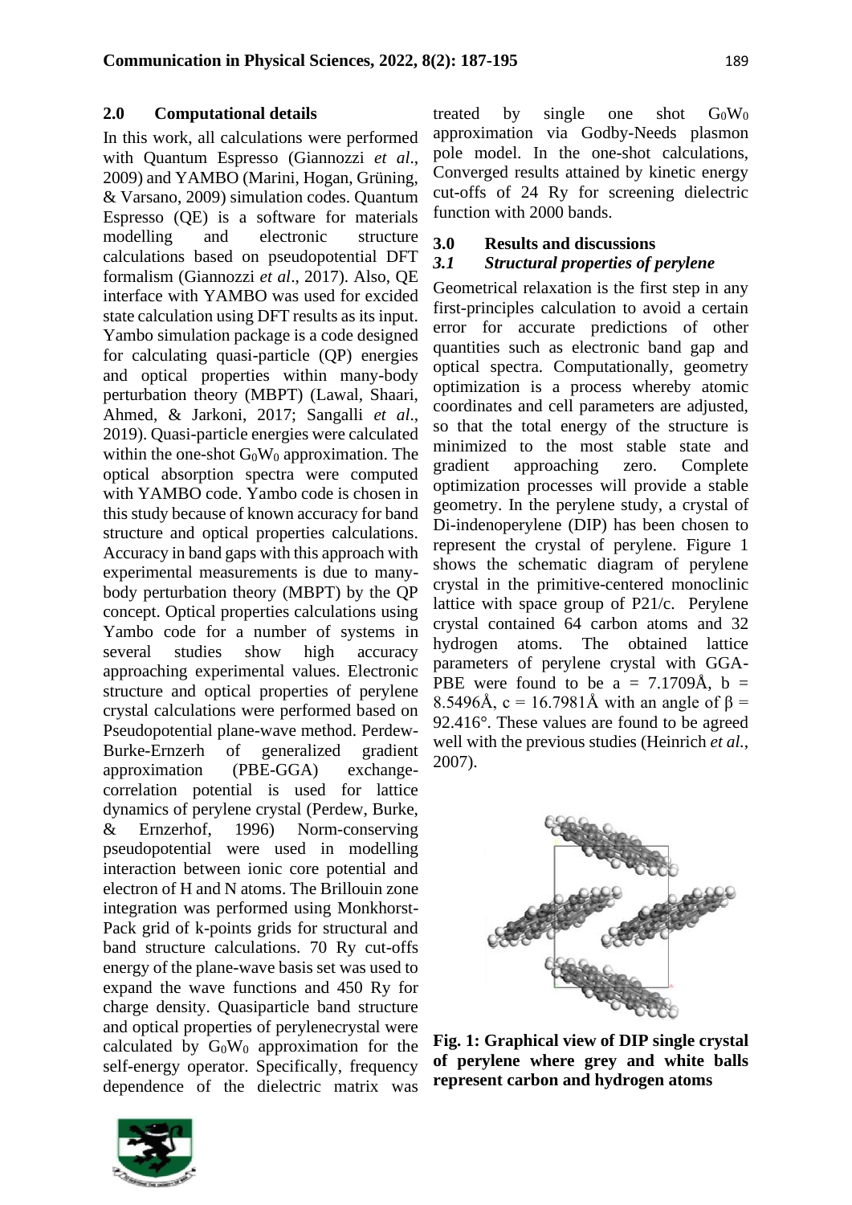## 2.0 Computational details

In this work, all calculations were performed with Quantum Espresso (Giannozzi *et al*., 2009) and YAMBO (Marini, Hogan, Grüning, & Varsano, 2009) simulation codes. Quantum Espresso (QE) is a software for materials modelling and electronic structure calculations based on pseudopotential DFT formalism (Giannozzi *et al*., 2017). Also, QE interface with YAMBO was used for excided state calculation using DFT results as its input. Yambo simulation package is a code designed for calculating quasi-particle (QP) energies and optical properties within many-body perturbation theory (MBPT) (Lawal, Shaari, Ahmed, & Jarkoni, 2017; Sangalli *et al*., 2019). Quasi-particle energies were calculated within the one-shot $G_0W_0$ approximation. The optical absorption spectra were computed with YAMBO code. Yambo code is chosen in this study because of known accuracy for band structure and optical properties calculations. Accuracy in band gaps with this approach with experimental measurements is due to many-body perturbation theory (MBPT) by the QP concept. Optical properties calculations using Yambo code for a number of systems in several studies show high accuracy approaching experimental values. Electronic structure and optical properties of perylene crystal calculations were performed based on Pseudopotential plane-wave method. Perdew-Burke-Ernzerh of generalized gradient approximation (PBE-GGA) exchange-correlation potential is used for lattice dynamics of perylene crystal (Perdew, Burke, & Ernzerhof, 1996) Norm-conserving pseudopotential were used in modelling interaction between ionic core potential and electron of H and N atoms. The Brillouin zone integration was performed using Monkhorst-Pack grid of k-points grids for structural and band structure calculations. 70 Ry cut-offs energy of the plane-wave basis set was used to expand the wave functions and 450 Ry for charge density. Quasiparticle band structure and optical properties of perylenecrystal were calculated by $G_0W_0$ approximation for the self-energy operator. Specifically, frequency dependence of the dielectric matrix was treated by single one shot $G_0W_0$ approximation via Godby-Needs plasmon pole model. In the one-shot calculations, Converged results attained by kinetic energy cut-offs of 24 Ry for screening dielectric function with 2000 bands.

## 3.0 Results and discussions

### *3.1 Structural properties of perylene*

Geometrical relaxation is the first step in any first-principles calculation to avoid a certain error for accurate predictions of other quantities such as electronic band gap and optical spectra. Computationally, geometry optimization is a process whereby atomic coordinates and cell parameters are adjusted, so that the total energy of the structure is minimized to the most stable state and gradient approaching zero. Complete optimization processes will provide a stable geometry. In the perylene study, a crystal of Di-indenoperylene (DIP) has been chosen to represent the crystal of perylene. Figure 1 shows the schematic diagram of perylene crystal in the primitive-centered monoclinic lattice with space group of P21/c. Perylene crystal contained 64 carbon atoms and 32 hydrogen atoms. The obtained lattice parameters of perylene crystal with GGA-PBE were found to be a = 7.1709Å, b = 8.5496Å, c = 16.7981Å with an angle of $\beta$ = 92.416°. These values are found to be agreed well with the previous studies (Heinrich *et al.*, 2007).

**Fig. 1: Graphical view of DIP single crystal of perylene where grey and white balls represent carbon and hydrogen atoms**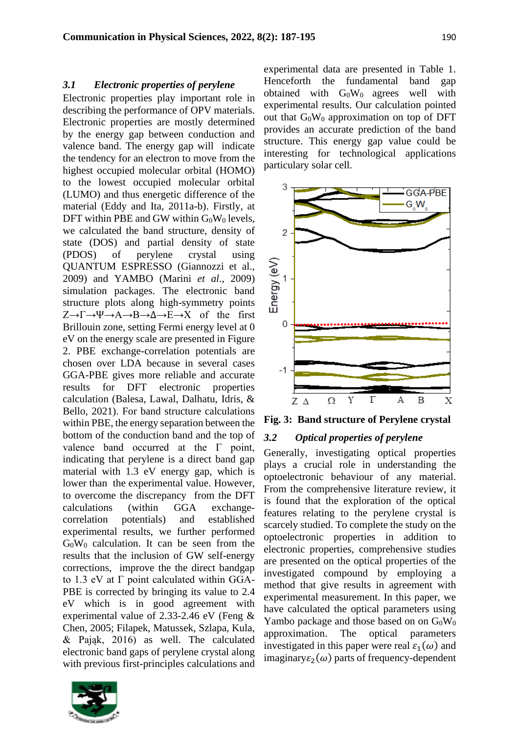### *3.1 Electronic properties of perylene*

Electronic properties play important role in describing the performance of OPV materials. Electronic properties are mostly determined by the energy gap between conduction and valence band. The energy gap will indicate the tendency for an electron to move from the highest occupied molecular orbital (HOMO) to the lowest occupied molecular orbital (LUMO) and thus energetic difference of the material (Eddy and Ita, 2011a-b). Firstly, at DFT within PBE and GW within $G_0W_0$ levels, we calculated the band structure, density of state (DOS) and partial density of state (PDOS) of perylene crystal using QUANTUM ESPRESSO (Giannozzi et al., 2009) and YAMBO (Marini *et al*., 2009) simulation packages. The electronic band structure plots along high-symmetry points Z→Γ→Ψ→A→B→Δ→E→X of the first Brillouin zone, setting Fermi energy level at 0 eV on the energy scale are presented in Figure 2. PBE exchange-correlation potentials are chosen over LDA because in several cases GGA-PBE gives more reliable and accurate results for DFT electronic properties calculation (Balesa, Lawal, Dalhatu, Idris, & Bello, 2021). For band structure calculations within PBE, the energy separation between the bottom of the conduction band and the top of valence band occurred at the Γ point, indicating that perylene is a direct band gap material with 1.3 eV energy gap, which is lower than the experimental value. However, to overcome the discrepancy from the DFT calculations (within GGA exchange-correlation potentials) and established experimental results, we further performed $G_0W_0$ calculation. It can be seen from the results that the inclusion of GW self-energy corrections, improve the the direct bandgap to 1.3 eV at Γ point calculated within GGA-PBE is corrected by bringing its value to 2.4 eV which is in good agreement with experimental value of 2.33-2.46 eV (Feng & Chen, 2005; Filapek, Matussek, Szlapa, Kula, & Pająk, 2016) as well. The calculated electronic band gaps of perylene crystal along with previous first-principles calculations and experimental data are presented in Table 1. Henceforth the fundamental band gap obtained with $G_0W_0$ agrees well with experimental results. Our calculation pointed out that $G_0W_0$ approximation on top of DFT provides an accurate prediction of the band structure. This energy gap value could be interesting for technological applications particulary solar cell.

**Fig. 3: Band structure of Perylene crystal**

### *3.2 Optical properties of perylene*

Generally, investigating optical properties plays a crucial role in understanding the optoelectronic behaviour of any material. From the comprehensive literature review, it is found that the exploration of the optical features relating to the perylene crystal is scarcely studied. To complete the study on the optoelectronic properties in addition to electronic properties, comprehensive studies are presented on the optical properties of the investigated compound by employing a method that give results in agreement with experimental measurement. In this paper, we have calculated the optical parameters using Yambo package and those based on on $G_0W_0$ approximation. The optical parameters investigated in this paper were real $\varepsilon_1(\omega)$ and imaginary $\varepsilon_2(\omega)$ parts of frequency-dependent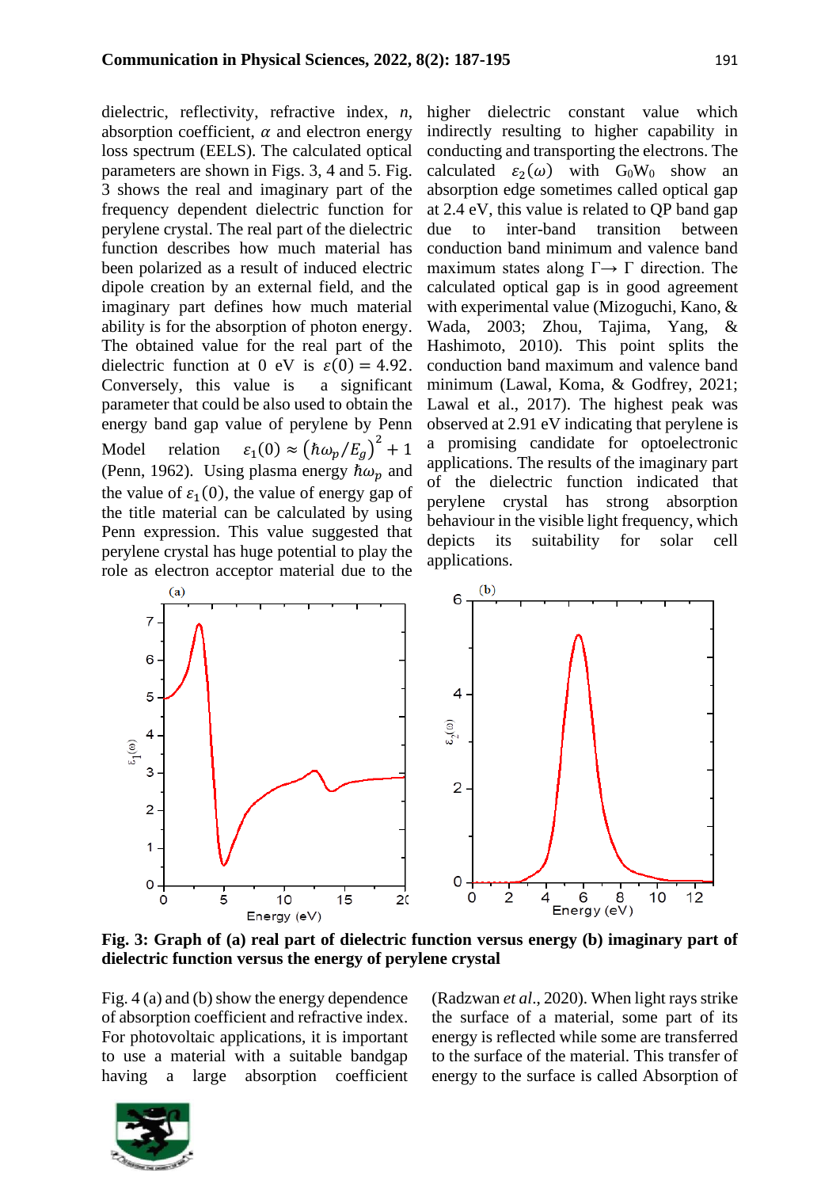dielectric, reflectivity, refractive index, $n$, absorption coefficient, $\alpha$ and electron energy loss spectrum (EELS). The calculated optical parameters are shown in Figs. 3, 4 and 5. Fig. 3 shows the real and imaginary part of the frequency dependent dielectric function for perylene crystal. The real part of the dielectric function describes how much material has been polarized as a result of induced electric dipole creation by an external field, and the imaginary part defines how much material ability is for the absorption of photon energy. The obtained value for the real part of the dielectric function at 0 eV is $\varepsilon(0) = 4.92$. Conversely, this value is a significant parameter that could be also used to obtain the energy band gap value of perylene by Penn Model relation $\varepsilon_1(0) \approx (\hbar\omega_p/E_g)^2 + 1$ (Penn, 1962). Using plasma energy $\hbar\omega_p$ and the value of $\varepsilon_1(0)$, the value of energy gap of the title material can be calculated by using Penn expression. This value suggested that perylene crystal has huge potential to play the role as electron acceptor material due to the higher dielectric constant value which indirectly resulting to higher capability in conducting and transporting the electrons. The calculated $\varepsilon_2(\omega)$ with $G_0W_0$ show an absorption edge sometimes called optical gap at 2.4 eV, this value is related to QP band gap due to inter-band transition between conduction band minimum and valence band maximum states along $\Gamma \rightarrow \Gamma$ direction. The calculated optical gap is in good agreement with experimental value (Mizoguchi, Kano, & Wada, 2003; Zhou, Tajima, Yang, & Hashimoto, 2010). This point splits the conduction band maximum and valence band minimum (Lawal, Koma, & Godfrey, 2021; Lawal et al., 2017). The highest peak was observed at 2.91 eV indicating that perylene is a promising candidate for optoelectronic applications. The results of the imaginary part of the dielectric function indicated that perylene crystal has strong absorption behaviour in the visible light frequency, which depicts its suitability for solar cell applications.

**Fig. 3: Graph of (a) real part of dielectric function versus energy (b) imaginary part of dielectric function versus the energy of perylene crystal**

Fig. 4 (a) and (b) show the energy dependence of absorption coefficient and refractive index. For photovoltaic applications, it is important to use a material with a suitable bandgap having a large absorption coefficient (Radzwan *et al*., 2020). When light rays strike the surface of a material, some part of its energy is reflected while some are transferred to the surface of the material. This transfer of energy to the surface is called Absorption of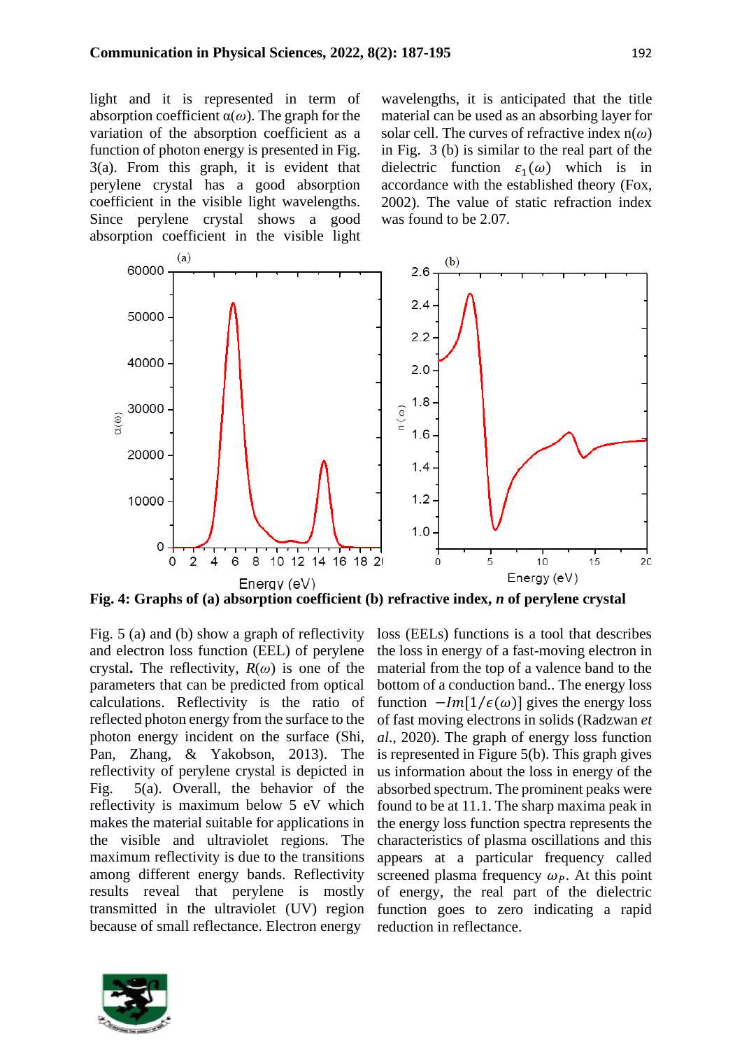light and it is represented in term of absorption coefficient $\alpha(\omega)$. The graph for the variation of the absorption coefficient as a function of photon energy is presented in Fig. 3(a). From this graph, it is evident that perylene crystal has a good absorption coefficient in the visible light wavelengths. Since perylene crystal shows a good absorption coefficient in the visible light wavelengths, it is anticipated that the title material can be used as an absorbing layer for solar cell. The curves of refractive index $n(\omega)$ in Fig. 3 (b) is similar to the real part of the dielectric function $\varepsilon_1(\omega)$ which is in accordance with the established theory (Fox, 2002). The value of static refraction index was found to be 2.07.

**Fig. 4: Graphs of (a) absorption coefficient (b) refractive index, *n* of perylene crystal**

Fig. 5 (a) and (b) show a graph of reflectivity and electron loss function (EEL) of perylene crystal**.** The reflectivity, $R(\omega)$ is one of the parameters that can be predicted from optical calculations. Reflectivity is the ratio of reflected photon energy from the surface to the photon energy incident on the surface (Shi, Pan, Zhang, & Yakobson, 2013). The reflectivity of perylene crystal is depicted in Fig. 5(a). Overall, the behavior of the reflectivity is maximum below 5 eV which makes the material suitable for applications in the visible and ultraviolet regions. The maximum reflectivity is due to the transitions among different energy bands. Reflectivity results reveal that perylene is mostly transmitted in the ultraviolet (UV) region because of small reflectance. Electron energy loss (EELs) functions is a tool that describes the loss in energy of a fast-moving electron in material from the top of a valence band to the bottom of a conduction band.. The energy loss function $-Im[1/\epsilon(\omega)]$ gives the energy loss of fast moving electrons in solids (Radzwan *et al*., 2020). The graph of energy loss function is represented in Figure 5(b). This graph gives us information about the loss in energy of the absorbed spectrum. The prominent peaks were found to be at 11.1. The sharp maxima peak in the energy loss function spectra represents the characteristics of plasma oscillations and this appears at a particular frequency called screened plasma frequency $\omega_P$. At this point of energy, the real part of the dielectric function goes to zero indicating a rapid reduction in reflectance.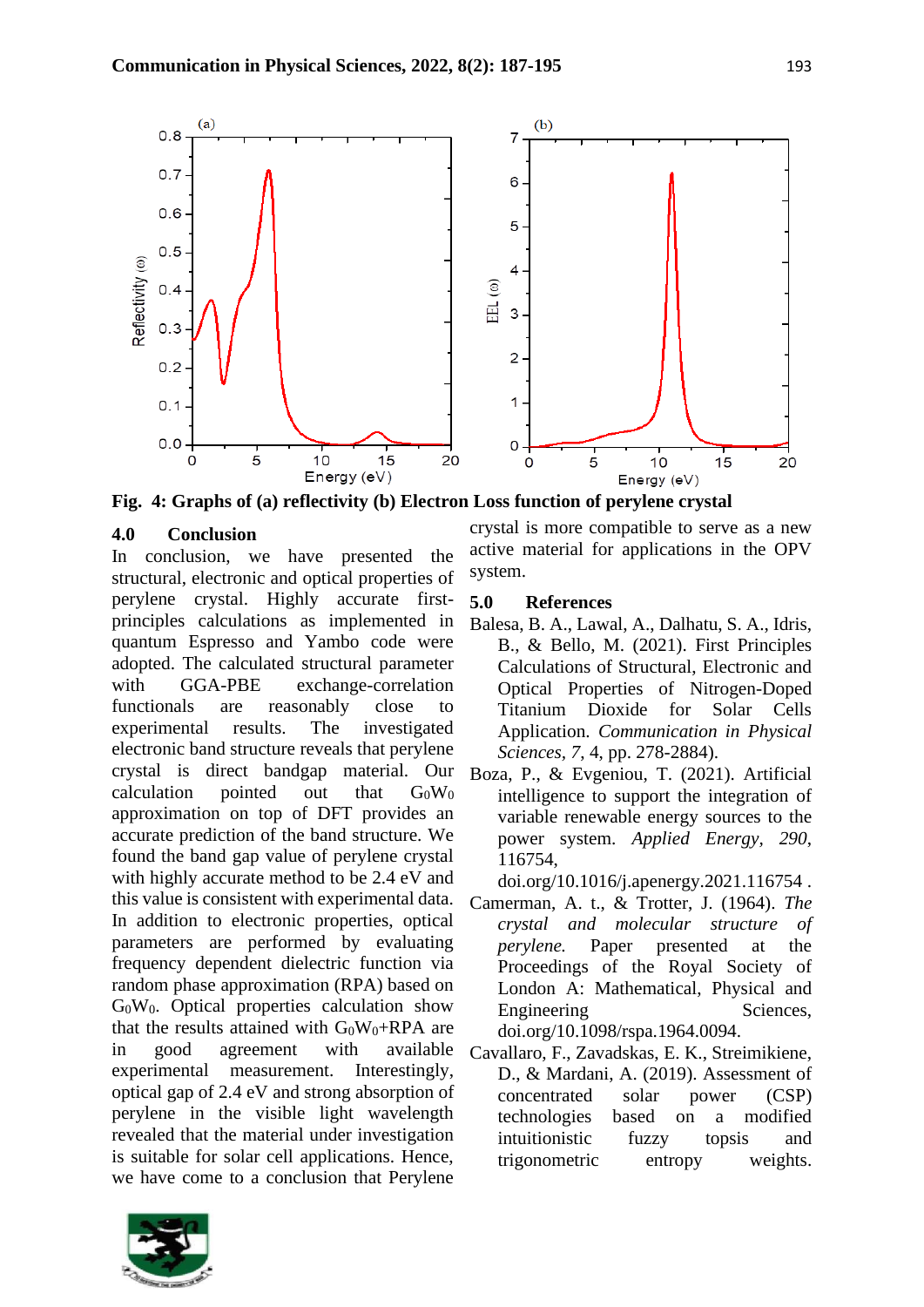Fig. 4: Graphs of (a) reflectivity (b) Electron Loss function of perylene crystal

## 4.0 Conclusion

In conclusion, we have presented the structural, electronic and optical properties of perylene crystal. Highly accurate first-principles calculations as implemented in quantum Espresso and Yambo code were adopted. The calculated structural parameter with GGA-PBE exchange-correlation functionals are reasonably close to experimental results. The investigated electronic band structure reveals that perylene crystal is direct bandgap material. Our calculation pointed out that $G_0W_0$ approximation on top of DFT provides an accurate prediction of the band structure. We found the band gap value of perylene crystal with highly accurate method to be 2.4 eV and this value is consistent with experimental data. In addition to electronic properties, optical parameters are performed by evaluating frequency dependent dielectric function via random phase approximation (RPA) based on $G_0W_0$. Optical properties calculation show that the results attained with $G_0W_0$+RPA are in good agreement with available experimental measurement. Interestingly, optical gap of 2.4 eV and strong absorption of perylene in the visible light wavelength revealed that the material under investigation is suitable for solar cell applications. Hence, we have come to a conclusion that Perylene crystal is more compatible to serve as a new active material for applications in the OPV system.

## 5.0 References

Balesa, B. A., Lawal, A., Dalhatu, S. A., Idris, B., & Bello, M. (2021). First Principles Calculations of Structural, Electronic and Optical Properties of Nitrogen-Doped Titanium Dioxide for Solar Cells Application. *Communication in Physical Sciences, 7*, 4, pp. 278-2884).

Boza, P., & Evgeniou, T. (2021). Artificial intelligence to support the integration of variable renewable energy sources to the power system. *Applied Energy, 290*, 116754, doi.org/10.1016/j.apenergy.2021.116754 .

Camerman, A. t., & Trotter, J. (1964). *The crystal and molecular structure of perylene.* Paper presented at the Proceedings of the Royal Society of London A: Mathematical, Physical and Engineering Sciences, doi.org/10.1098/rspa.1964.0094.

Cavallaro, F., Zavadskas, E. K., Streimikiene, D., & Mardani, A. (2019). Assessment of concentrated solar power (CSP) technologies based on a modified intuitionistic fuzzy topsis and trigonometric entropy weights.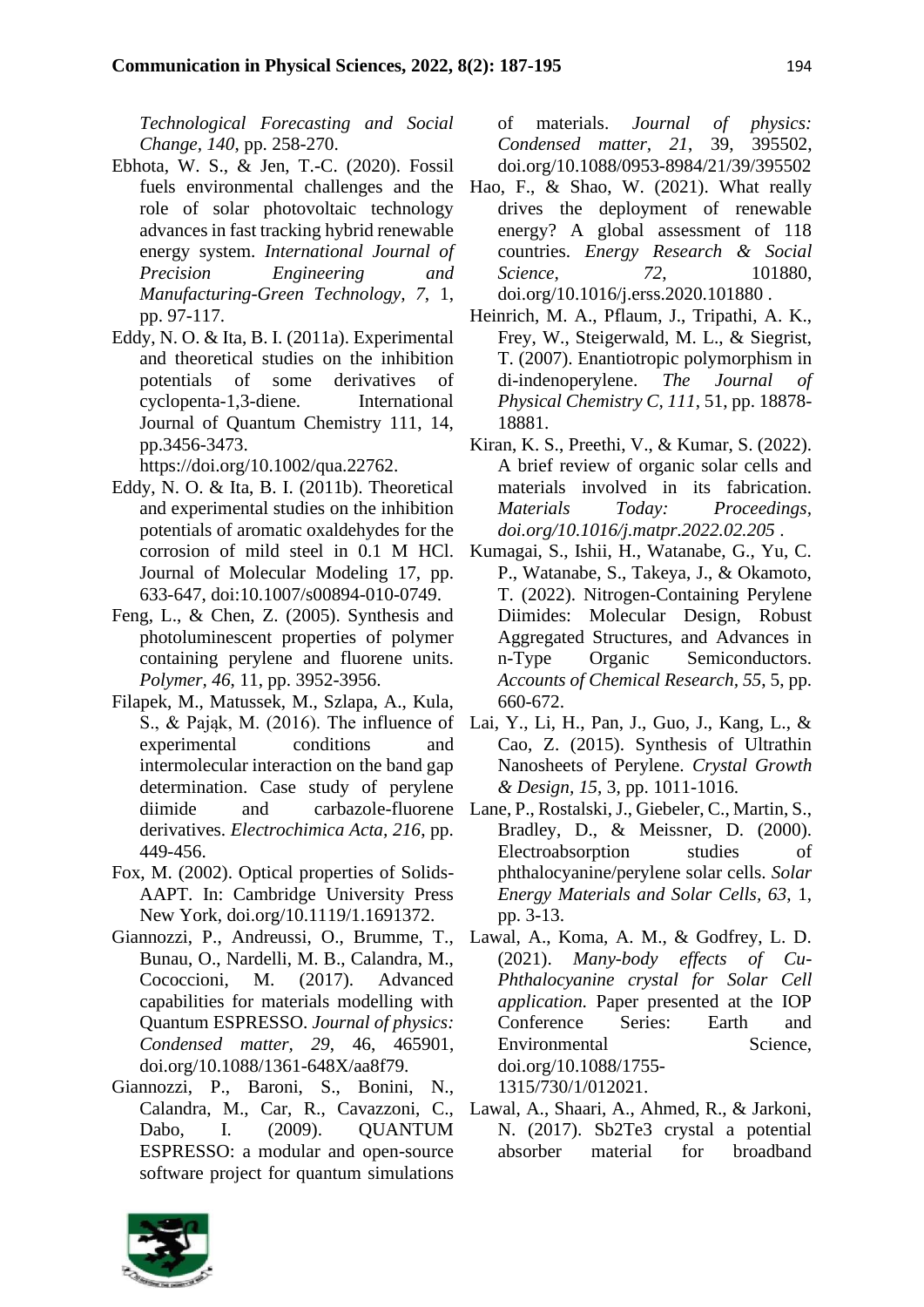*Technological Forecasting and Social Change, 140*, pp. 258-270.

Ebhota, W. S., & Jen, T.-C. (2020). Fossil fuels environmental challenges and the role of solar photovoltaic technology advances in fast tracking hybrid renewable energy system. *International Journal of Precision Engineering and Manufacturing-Green Technology, 7*, 1, pp. 97-117.

Eddy, N. O. & Ita, B. I. (2011a). Experimental and theoretical studies on the inhibition potentials of some derivatives of cyclopenta-1,3-diene. International Journal of Quantum Chemistry 111, 14, pp.3456-3473. https://doi.org/10.1002/qua.22762.

Eddy, N. O. & Ita, B. I. (2011b). Theoretical and experimental studies on the inhibition potentials of aromatic oxaldehydes for the corrosion of mild steel in 0.1 M HCl. Journal of Molecular Modeling 17, pp. 633-647, doi:10.1007/s00894-010-0749.

Feng, L., & Chen, Z. (2005). Synthesis and photoluminescent properties of polymer containing perylene and fluorene units. *Polymer, 46*, 11, pp. 3952-3956.

Filapek, M., Matussek, M., Szlapa, A., Kula, S., & Pająk, M. (2016). The influence of experimental conditions and intermolecular interaction on the band gap determination. Case study of perylene diimide and carbazole-fluorene derivatives. *Electrochimica Acta, 216*, pp. 449-456.

Fox, M. (2002). Optical properties of Solids-AAPT. In: Cambridge University Press New York, doi.org/10.1119/1.1691372.

Giannozzi, P., Andreussi, O., Brumme, T., Bunau, O., Nardelli, M. B., Calandra, M., Cococcioni, M. (2017). Advanced capabilities for materials modelling with Quantum ESPRESSO. *Journal of physics: Condensed matter, 29*, 46, 465901, doi.org/10.1088/1361-648X/aa8f79.

Giannozzi, P., Baroni, S., Bonini, N., Calandra, M., Car, R., Cavazzoni, C., Dabo, I. (2009). QUANTUM ESPRESSO: a modular and open-source software project for quantum simulations of materials. *Journal of physics: Condensed matter, 21*, 39, 395502, doi.org/10.1088/0953-8984/21/39/395502

Hao, F., & Shao, W. (2021). What really drives the deployment of renewable energy? A global assessment of 118 countries. *Energy Research & Social Science, 72*, 101880, doi.org/10.1016/j.erss.2020.101880 .

Heinrich, M. A., Pflaum, J., Tripathi, A. K., Frey, W., Steigerwald, M. L., & Siegrist, T. (2007). Enantiotropic polymorphism in di-indenoperylene. *The Journal of Physical Chemistry C, 111*, 51, pp. 18878-18881.

Kiran, K. S., Preethi, V., & Kumar, S. (2022). A brief review of organic solar cells and materials involved in its fabrication. *Materials Today: Proceedings, doi.org/10.1016/j.matpr.2022.02.205* .

Kumagai, S., Ishii, H., Watanabe, G., Yu, C. P., Watanabe, S., Takeya, J., & Okamoto, T. (2022). Nitrogen-Containing Perylene Diimides: Molecular Design, Robust Aggregated Structures, and Advances in n-Type Organic Semiconductors. *Accounts of Chemical Research, 55*, 5, pp. 660-672.

Lai, Y., Li, H., Pan, J., Guo, J., Kang, L., & Cao, Z. (2015). Synthesis of Ultrathin Nanosheets of Perylene. *Crystal Growth & Design, 15*, 3, pp. 1011-1016.

Lane, P., Rostalski, J., Giebeler, C., Martin, S., Bradley, D., & Meissner, D. (2000). Electroabsorption studies of phthalocyanine/perylene solar cells. *Solar Energy Materials and Solar Cells, 63*, 1, pp. 3-13.

Lawal, A., Koma, A. M., & Godfrey, L. D. (2021). *Many-body effects of Cu-Phthalocyanine crystal for Solar Cell application.* Paper presented at the IOP Conference Series: Earth and Environmental Science, doi.org/10.1088/1755-1315/730/1/012021.

Lawal, A., Shaari, A., Ahmed, R., & Jarkoni, N. (2017). Sb2Te3 crystal a potential absorber material for broadband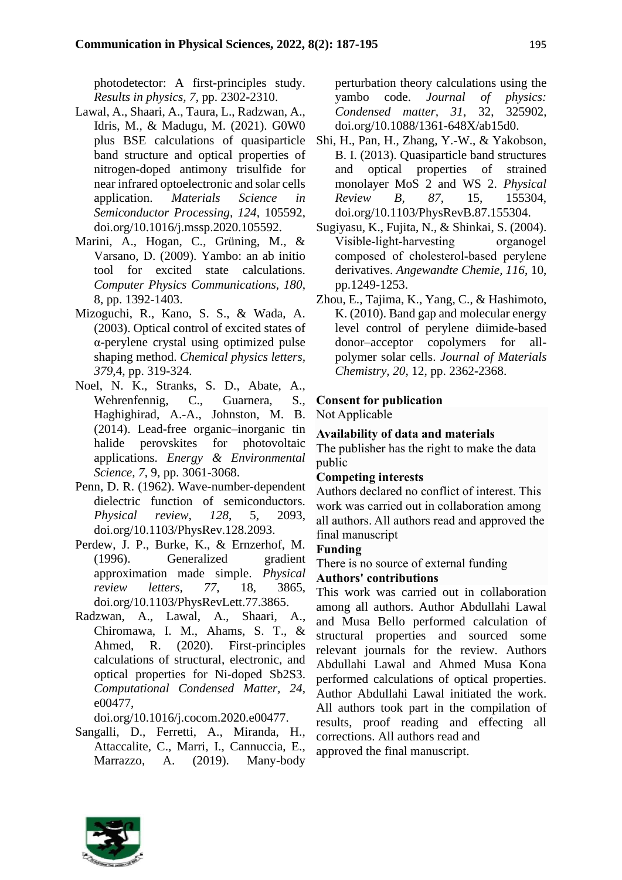photodetector: A first-principles study. *Results in physics, 7*, pp. 2302-2310.

Lawal, A., Shaari, A., Taura, L., Radzwan, A., Idris, M., & Madugu, M. (2021). G0W0 plus BSE calculations of quasiparticle band structure and optical properties of nitrogen-doped antimony trisulfide for near infrared optoelectronic and solar cells application. *Materials Science in Semiconductor Processing, 124*, 105592, doi.org/10.1016/j.mssp.2020.105592.

Marini, A., Hogan, C., Grüning, M., & Varsano, D. (2009). Yambo: an ab initio tool for excited state calculations. *Computer Physics Communications, 180*, 8, pp. 1392-1403.

Mizoguchi, R., Kano, S. S., & Wada, A. (2003). Optical control of excited states of α-perylene crystal using optimized pulse shaping method. *Chemical physics letters, 379*,4, pp. 319-324.

Noel, N. K., Stranks, S. D., Abate, A., Wehrenfennig, C., Guarnera, S., Haghighirad, A.-A., Johnston, M. B. (2014). Lead-free organic–inorganic tin halide perovskites for photovoltaic applications. *Energy & Environmental Science, 7*, 9, pp. 3061-3068.

Penn, D. R. (1962). Wave-number-dependent dielectric function of semiconductors. *Physical review, 128*, 5, 2093, doi.org/10.1103/PhysRev.128.2093.

Perdew, J. P., Burke, K., & Ernzerhof, M. (1996). Generalized gradient approximation made simple. *Physical review letters, 77*, 18, 3865, doi.org/10.1103/PhysRevLett.77.3865.

Radzwan, A., Lawal, A., Shaari, A., Chiromawa, I. M., Ahams, S. T., & Ahmed, R. (2020). First-principles calculations of structural, electronic, and optical properties for Ni-doped Sb2S3. *Computational Condensed Matter, 24*, e00477, doi.org/10.1016/j.cocom.2020.e00477.

Sangalli, D., Ferretti, A., Miranda, H., Attaccalite, C., Marri, I., Cannuccia, E., Marrazzo, A. (2019). Many-body perturbation theory calculations using the yambo code. *Journal of physics: Condensed matter, 31*, 32, 325902, doi.org/10.1088/1361-648X/ab15d0.

Shi, H., Pan, H., Zhang, Y.-W., & Yakobson, B. I. (2013). Quasiparticle band structures and optical properties of strained monolayer MoS 2 and WS 2. *Physical Review B, 87*, 15, 155304, doi.org/10.1103/PhysRevB.87.155304.

Sugiyasu, K., Fujita, N., & Shinkai, S. (2004). Visible-light-harvesting organogel composed of cholesterol-based perylene derivatives. *Angewandte Chemie, 116*, 10, pp.1249-1253.

Zhou, E., Tajima, K., Yang, C., & Hashimoto, K. (2010). Band gap and molecular energy level control of perylene diimide-based donor–acceptor copolymers for all-polymer solar cells. *Journal of Materials Chemistry, 20*, 12, pp. 2362-2368.

**Consent for publication**

Not Applicable

**Availability of data and materials**

The publisher has the right to make the data public

**Competing interests**

Authors declared no conflict of interest. This work was carried out in collaboration among all authors. All authors read and approved the final manuscript

**Funding**

There is no source of external funding

**Authors' contributions**

This work was carried out in collaboration among all authors. Author Abdullahi Lawal and Musa Bello performed calculation of structural properties and sourced some relevant journals for the review. Authors Abdullahi Lawal and Ahmed Musa Kona performed calculations of optical properties. Author Abdullahi Lawal initiated the work. All authors took part in the compilation of results, proof reading and effecting all corrections. All authors read and approved the final manuscript.